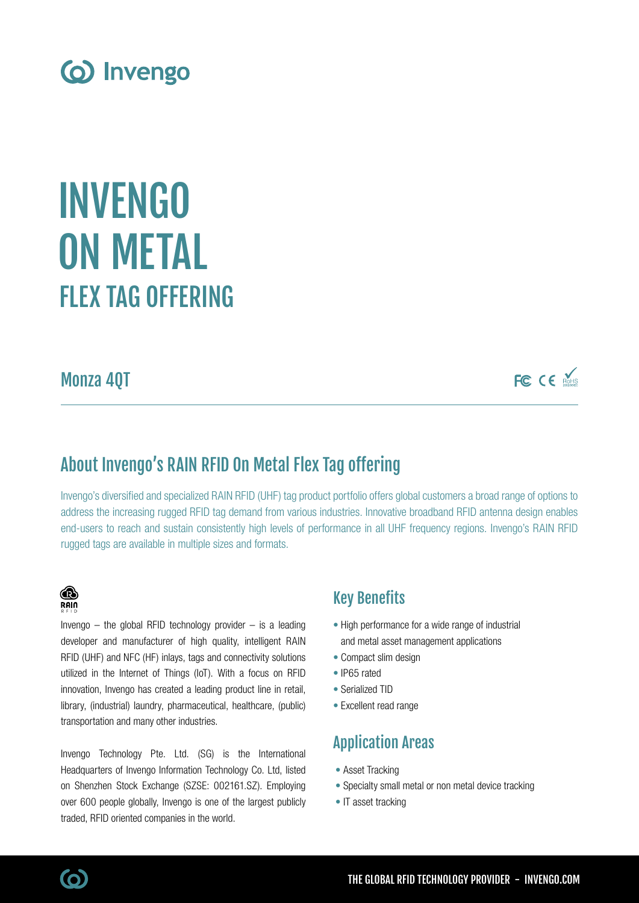Invengo

# INVENGO ON METAL

## FLEX TAG OFFERING

### Monza 4QT

FC CE RoHS

## About Invengo's RAIN RFID On Metal Flex Tag offering

Invengo's diversified and specialized RAIN RFID (UHF) tag product portfolio offers global customers a broad range of options to address the increasing rugged RFID tag demand from various industries. Innovative broadband RFID antenna design enables end-users to reach and sustain consistently high levels of performance in all UHF frequency regions. Invengo's RAIN RFID rugged tags are available in multiple sizes and formats.

RAIN RFID

Invengo – the global RFID technology provider – is a leading developer and manufacturer of high quality, intelligent RAIN RFID (UHF) and NFC (HF) inlays, tags and connectivity solutions utilized in the Internet of Things (IoT). With a focus on RFID innovation, Invengo has created a leading product line in retail, library, (industrial) laundry, pharmaceutical, healthcare, (public) transportation and many other industries.

Invengo Technology Pte. Ltd. (SG) is the International Headquarters of Invengo Information Technology Co. Ltd, listed on Shenzhen Stock Exchange (SZSE: 002161.SZ). Employing over 600 people globally, Invengo is one of the largest publicly traded, RFID oriented companies in the world.

## Key Benefits

- High performance for a wide range of industrial and metal asset management applications
- Compact slim design
- IP65 rated
- Serialized TID
- Excellent read range

## Application Areas

- Asset Tracking
- Specialty small metal or non metal device tracking
- IT asset tracking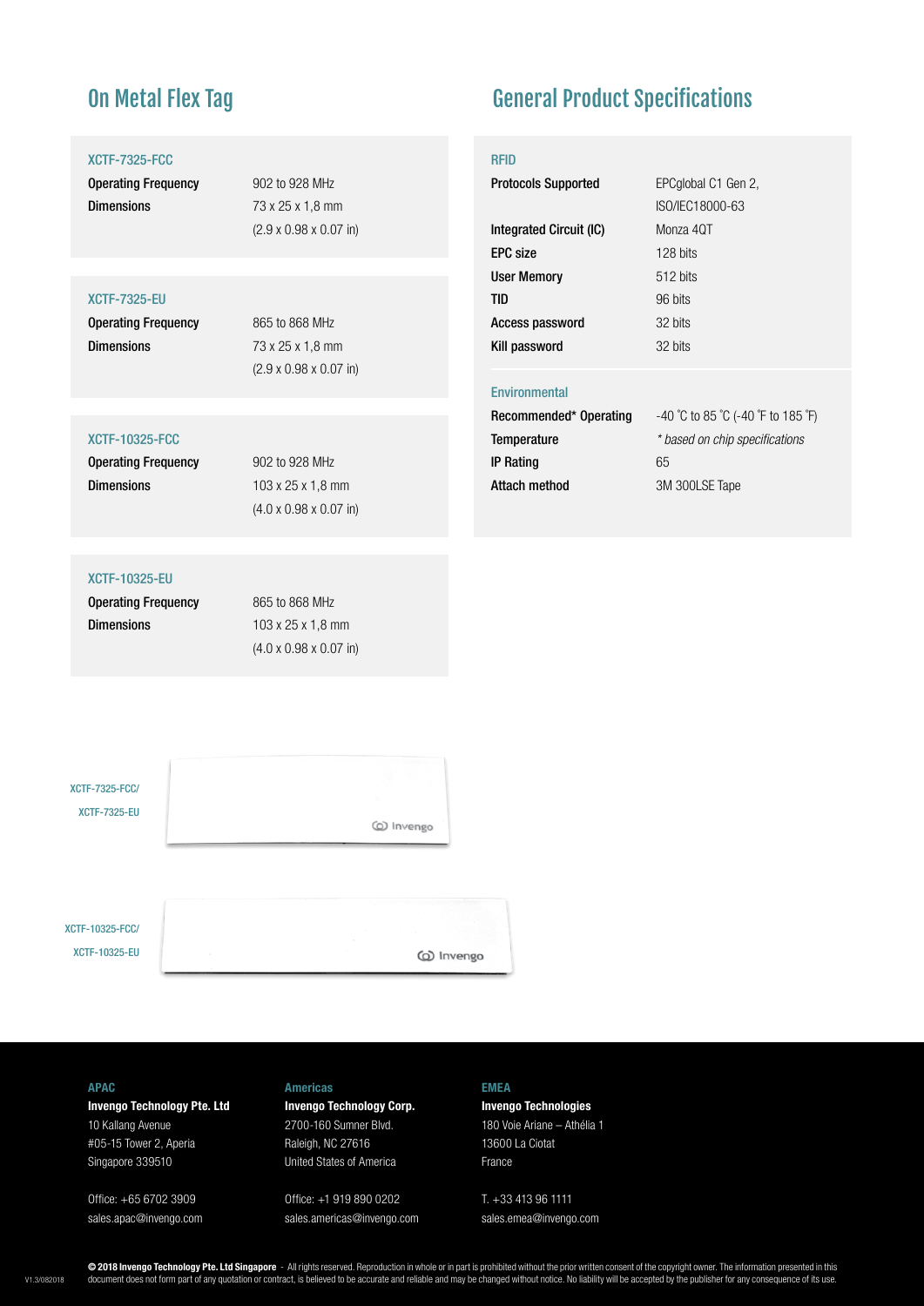## On Metal Flex Tag

### XCTF-7325-FCC

| | |
|---|---|
| **Operating Frequency** | 902 to 928 MHz |
| **Dimensions** | 73 x 25 x 1,8 mm (2.9 x 0.98 x 0.07 in) |

### XCTF-7325-EU

| | |
|---|---|
| **Operating Frequency** | 865 to 868 MHz |
| **Dimensions** | 73 x 25 x 1,8 mm (2.9 x 0.98 x 0.07 in) |

### XCTF-10325-FCC

| | |
|---|---|
| **Operating Frequency** | 902 to 928 MHz |
| **Dimensions** | 103 x 25 x 1,8 mm (4.0 x 0.98 x 0.07 in) |

### XCTF-10325-EU

| | |
|---|---|
| **Operating Frequency** | 865 to 868 MHz |
| **Dimensions** | 103 x 25 x 1,8 mm (4.0 x 0.98 x 0.07 in) |

XCTF-7325-FCC/
XCTF-7325-EU

XCTF-10325-FCC/
XCTF-10325-EU

## General Product Specifications

### RFID

| | |
|---|---|
| **Protocols Supported** | EPCglobal C1 Gen 2, ISO/IEC18000-63 |
| **Integrated Circuit (IC)** | Monza 4QT |
| **EPC size** | 128 bits |
| **User Memory** | 512 bits |
| **TID** | 96 bits |
| **Access password** | 32 bits |
| **Kill password** | 32 bits |

### Environmental

| | |
|---|---|
| **Recommended* Operating Temperature** | -40 ˚C to 85 ˚C (-40 ˚F to 185 ˚F) *\* based on chip specifications* |
| **IP Rating** | 65 |
| **Attach method** | 3M 300LSE Tape |

**APAC**
**Invengo Technology Pte. Ltd**
10 Kallang Avenue
#05-15 Tower 2, Aperia
Singapore 339510

Office: +65 6702 3909
sales.apac@invengo.com

**Americas**
**Invengo Technology Corp.**
2700-160 Sumner Blvd.
Raleigh, NC 27616
United States of America

Office: +1 919 890 0202
sales.americas@invengo.com

**EMEA**
**Invengo Technologies**
180 Voie Ariane – Athélia 1
13600 La Ciotat
France

T. +33 413 96 1111
sales.emea@invengo.com

**© 2018 Invengo Technology Pte. Ltd Singapore** - All rights reserved. Reproduction in whole or in part is prohibited without the prior written consent of the copyright owner. The information presented in this document does not form part of any quotation or contract, is believed to be accurate and reliable and may be changed without notice. No liability will be accepted by the publisher for any consequence of its use.

V1.3/082018